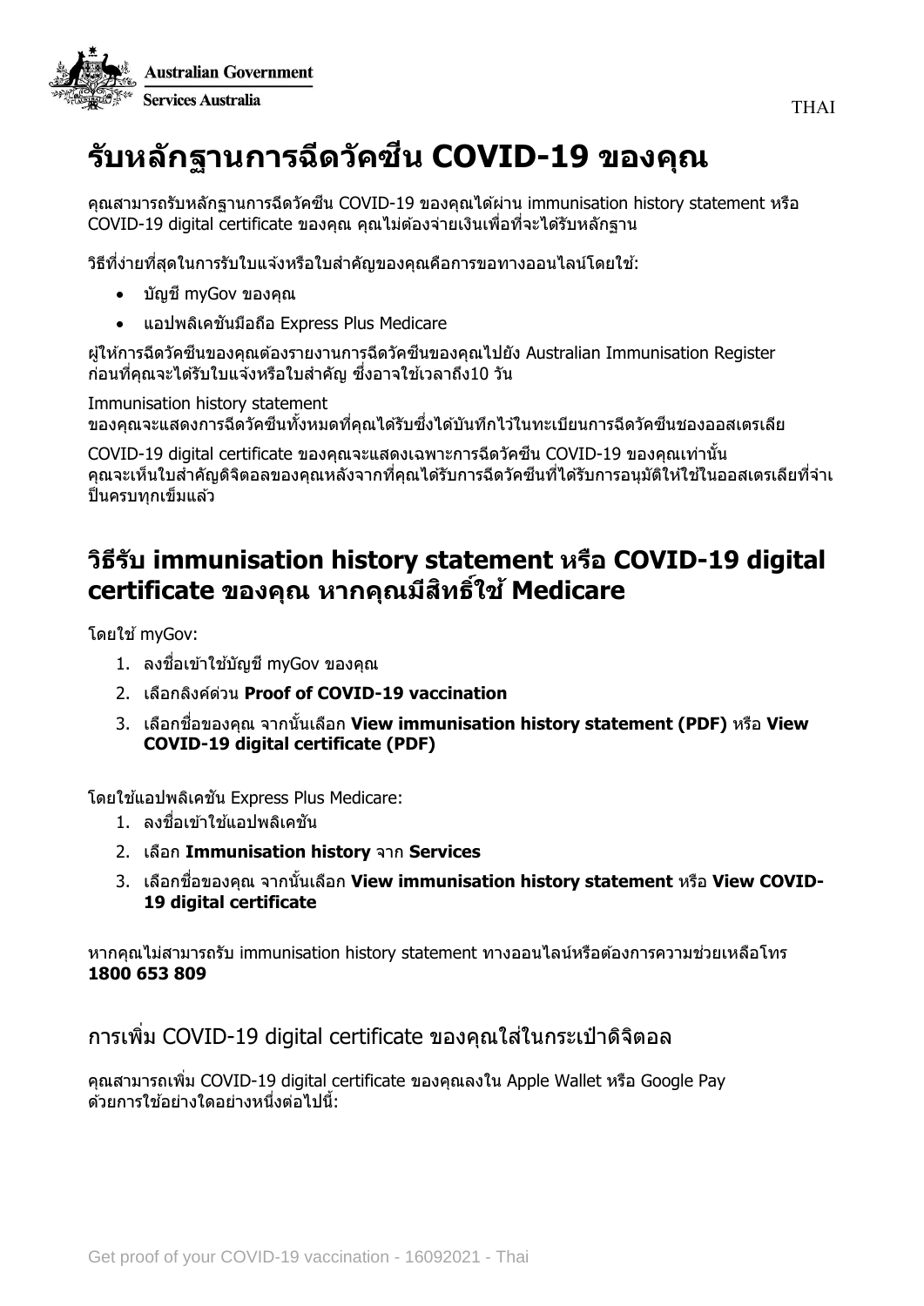# รับหลักฐานการฉีดวัคซีน COVID-19 ของคุณ

คุณสามารถรับหลักฐานการฉีดวัคซีน COVID-19 ของคุณได้ผ่าน immunisation history statement หรือ COVID-19 digital certificate ของคุณ คุณไม่ต้องจ่ายเงินเพื่อที่จะได้รับหลักฐาน

วิธีที่ง่ายที่สุดในการรับใบแจ้งหรือใบสำคัญของคุณคือการขอทางออนไลน์โดยใช้:

- บัญชี myGov ของคุณ
- แอปพลิเคชันมือถือ Express Plus Medicare

ผู้ให้การฉีดวัคซีนของคุณต้องรายงานการฉีดวัคซีนของคุณไปยัง Australian Immunisation Register ก่อนที่คุณจะได้รับใบแจ้งหรือใบสำคัญ ซึ่งอาจใช้เวลาถึง10 วัน

Immunisation history statement ของคุณจะแสดงการฉีดวัคซีนทั้งหมดที่คุณได้รับซึ่งได้บันทึกไว้ในทะเบียนการฉีดวัคซีนชองออสเตรเลีย

COVID-19 digital certificate ของคุณจะแสดงเฉพาะการฉีดวัคซีน COVID-19 ของคุณเท่านั้น คุณจะเห็นใบสำคัญดิจิตอลของคุณหลังจากที่คุณได้รับการฉีดวัคซีนที่ได้รับการอนุมัติให้ใช้ในออสเตรเลียที่จำเป็นครบทุกเข็มแล้ว

## วิธีรับ immunisation history statement หรือ COVID-19 digital certificate ของคุณ หากคุณมีสิทธิ์ใช้ Medicare

โดยใช้ myGov:

1. ลงชื่อเข้าใช้บัญชี myGov ของคุณ
2. เลือกลิงค์ด่วน **Proof of COVID-19 vaccination**
3. เลือกชื่อของคุณ จากนั้นเลือก **View immunisation history statement (PDF)** หรือ **View COVID-19 digital certificate (PDF)**

โดยใช้แอปพลิเคชัน Express Plus Medicare:

1. ลงชื่อเข้าใช้แอปพลิเคชัน
2. เลือก **Immunisation history** จาก **Services**
3. เลือกชื่อของคุณ จากนั้นเลือก **View immunisation history statement** หรือ **View COVID-19 digital certificate**

หากคุณไม่สามารถรับ immunisation history statement ทางออนไลน์หรือต้องการความช่วยเหลือโทร **1800 653 809**

### การเพิ่ม COVID-19 digital certificate ของคุณใส่ในกระเป๋าดิจิตอล

คุณสามารถเพิ่ม COVID-19 digital certificate ของคุณลงใน Apple Wallet หรือ Google Pay ด้วยการใช้อย่างใดอย่างหนึ่งต่อไปนี้: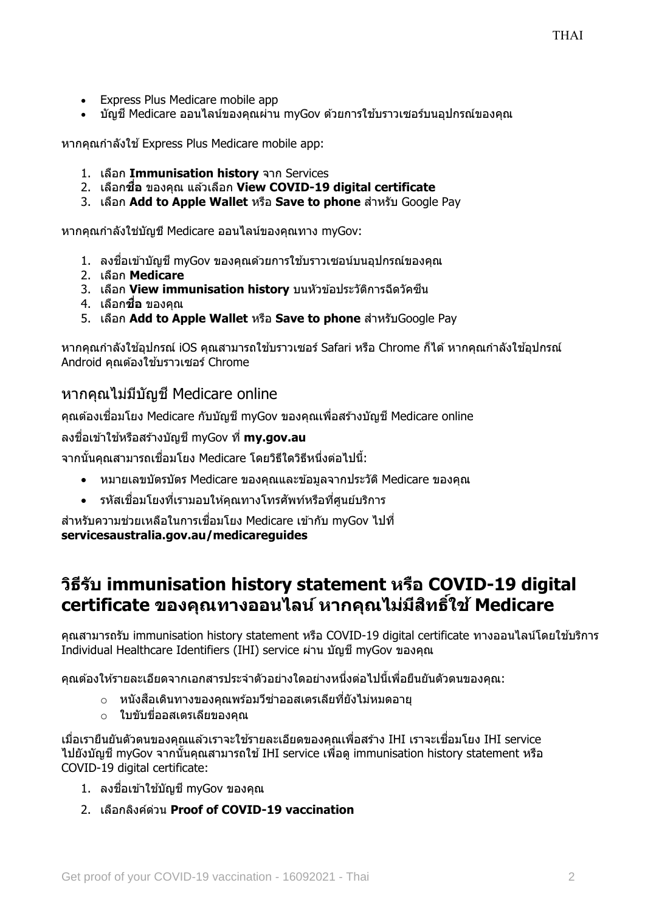- Express Plus Medicare mobile app
- บัญชี Medicare ออนไลน์ของคุณผ่าน myGov ด้วยการใช้บราวเซอร์บนอุปกรณ์ของคุณ

หากคุณกำลังใช้ Express Plus Medicare mobile app:

1. เลือก **Immunisation history** จาก Services
2. เลือก**ชื่อ** ของคุณ แล้วเลือก **View COVID-19 digital certificate**
3. เลือก **Add to Apple Wallet** หรือ **Save to phone** สำหรับ Google Pay

หากคุณกำลังใช้บัญชี Medicare ออนไลน์ของคุณทาง myGov:

1. ลงชื่อเข้าบัญชี myGov ของคุณด้วยการใช้บราวเซอน์บนอุปกรณ์ของคุณ
2. เลือก **Medicare**
3. เลือก **View immunisation history** บนหัวข้อประวัติการฉีดวัคซีน
4. เลือก**ชื่อ** ของคุณ
5. เลือก **Add to Apple Wallet** หรือ **Save to phone** สำหรับGoogle Pay

หากคุณกำลังใช้อุปกรณ์ iOS คุณสามารถใช้บราวเซอร์ Safari หรือ Chrome ก็ได้ หากคุณกำลังใช้อุปกรณ์ Android คุณต้องใช้บราวเซอร์ Chrome

## หากคุณไม่มีบัญชี Medicare online

คุณต้องเชื่อมโยง Medicare กับบัญชี myGov ของคุณเพื่อสร้างบัญชี Medicare online

ลงชื่อเข้าใช้หรือสร้างบัญชี myGov ที่ **my.gov.au**

จากนั้นคุณสามารถเชื่อมโยง Medicare โดยวิธีใดวิธีหนึ่งต่อไปนี้:

- หมายเลขบัตรบัตร Medicare ของคุณและข้อมูลจากประวัติ Medicare ของคุณ
- รหัสเชื่อมโยงที่เรามอบให้คุณทางโทรศัพท์หรือที่ศูนย์บริการ

สำหรับความช่วยเหลือในการเชื่อมโยง Medicare เข้ากับ myGov ไปที่ **servicesaustralia.gov.au/medicareguides**

# วิธีรับ immunisation history statement หรือ COVID-19 digital certificate ของคุณทางออนไลน์ หากคุณไม่มีสิทธิ์ใช้ Medicare

คุณสามารถรับ immunisation history statement หรือ COVID-19 digital certificate ทางออนไลน์โดยใช้บริการ Individual Healthcare Identifiers (IHI) service ผ่าน บัญชี myGov ของคุณ

คุณต้องให้รายละเอียดจากเอกสารประจำตัวอย่างใดอย่างหนึ่งต่อไปนี้เพื่อยืนยันตัวตนของคุณ:

- หนังสือเดินทางของคุณพร้อมวีซ่าออสเตรเลียที่ยังไม่หมดอายุ
- ใบขับขี่ออสเตรเลียของคุณ

เมื่อเรายืนยันตัวตนของคุณแล้วเราจะใช้รายละเอียดของคุณเพื่อสร้าง IHI เราจะเชื่อมโยง IHI service ไปยังบัญชี myGov จากนั้นคุณสามารถใช้ IHI service เพื่อดู immunisation history statement หรือ COVID-19 digital certificate:

1. ลงชื่อเข้าใช้บัญชี myGov ของคุณ
2. เลือกลิงค์ด่วน **Proof of COVID-19 vaccination**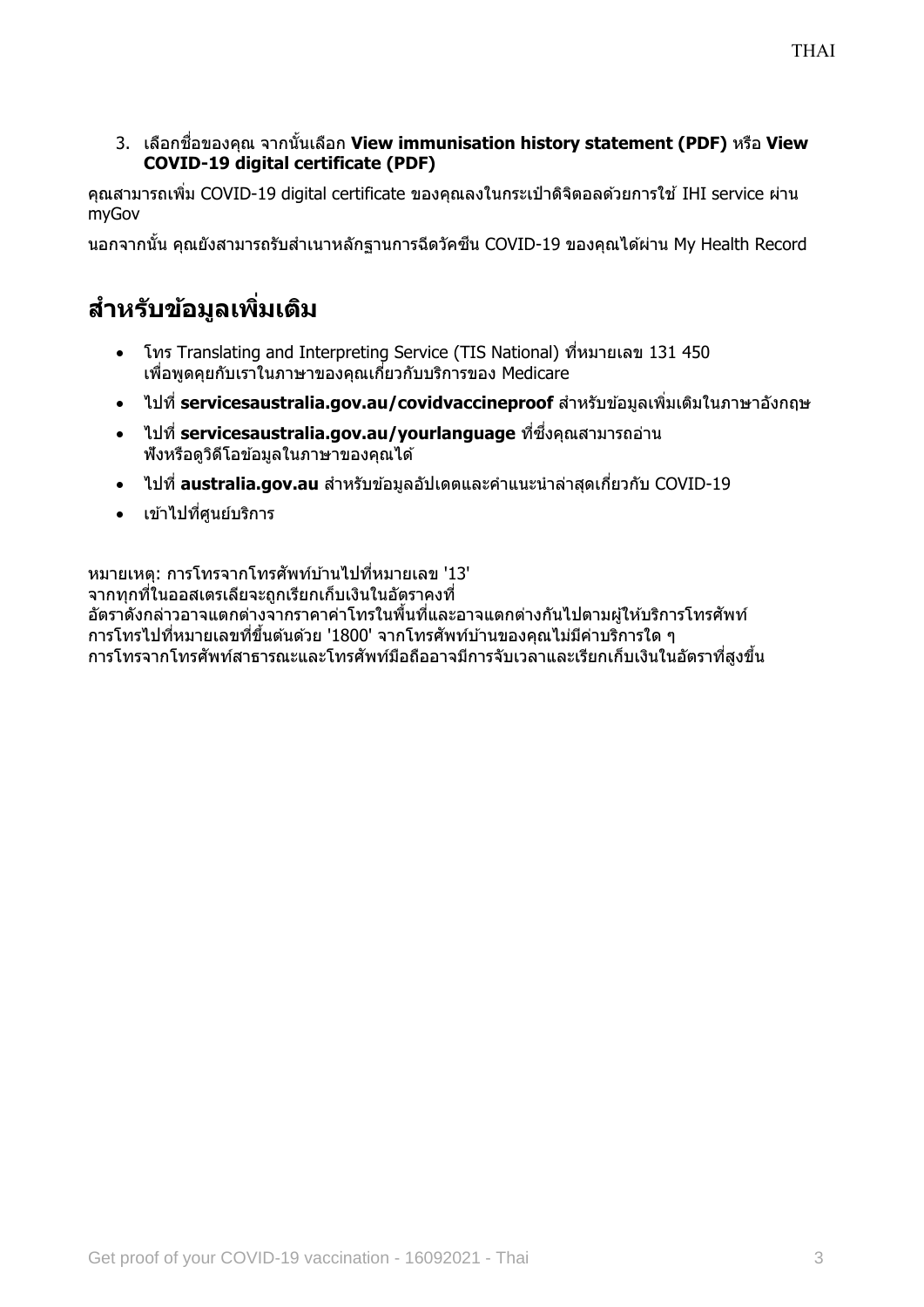3. เลือกชื่อของคุณ จากนั้นเลือก **View immunisation history statement (PDF)** หรือ **View COVID-19 digital certificate (PDF)**

คุณสามารถเพิ่ม COVID-19 digital certificate ของคุณลงในกระเป๋าดิจิตอลด้วยการใช้ IHI service ผ่าน myGov

นอกจากนั้น คุณยังสามารถรับสำเนาหลักฐานการฉีดวัคซีน COVID-19 ของคุณได้ผ่าน My Health Record

## สำหรับข้อมูลเพิ่มเติม

- โทร Translating and Interpreting Service (TIS National) ที่หมายเลข 131 450 เพื่อพูดคุยกับเราในภาษาของคุณเกี่ยวกับบริการของ Medicare
- ไปที่ **servicesaustralia.gov.au/covidvaccineproof** สำหรับข้อมูลเพิ่มเติมในภาษาอังกฤษ
- ไปที่ **servicesaustralia.gov.au/yourlanguage** ที่ซึ่งคุณสามารถอ่าน ฟังหรือดูวิดีโอข้อมูลในภาษาของคุณได้
- ไปที่ **australia.gov.au** สำหรับข้อมูลอัปเดตและคำแนะนำล่าสุดเกี่ยวกับ COVID-19
- เข้าไปที่ศูนย์บริการ

หมายเหตุ: การโทรจากโทรศัพท์บ้านไปที่หมายเลข '13' จากทุกที่ในออสเตรเลียจะถูกเรียกเก็บเงินในอัตราคงที่ อัตราดังกล่าวอาจแตกต่างจากราคาค่าโทรในพื้นที่และอาจแตกต่างกันไปตามผู้ให้บริการโทรศัพท์ การโทรไปที่หมายเลขที่ขึ้นต้นด้วย '1800' จากโทรศัพท์บ้านของคุณไม่มีค่าบริการใด ๆ การโทรจากโทรศัพท์สาธารณะและโทรศัพท์มือถืออาจมีการจับเวลาและเรียกเก็บเงินในอัตราที่สูงขึ้น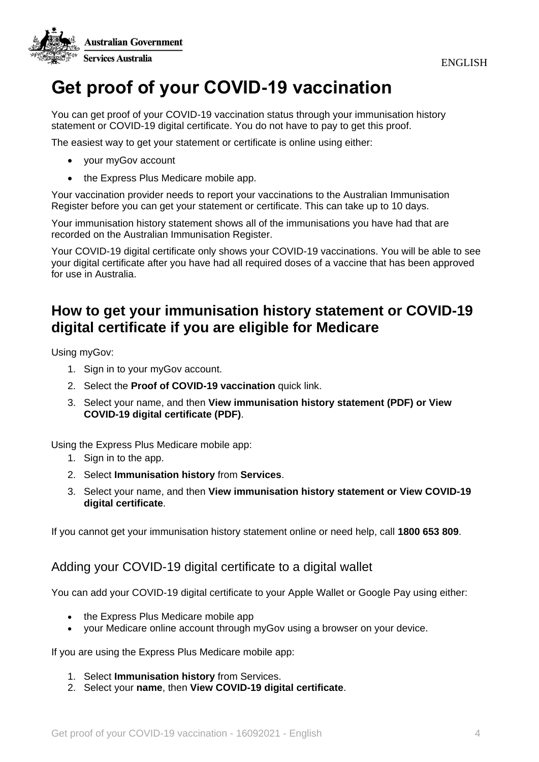# Get proof of your COVID-19 vaccination

You can get proof of your COVID-19 vaccination status through your immunisation history statement or COVID-19 digital certificate. You do not have to pay to get this proof.

The easiest way to get your statement or certificate is online using either:

- your myGov account
- the Express Plus Medicare mobile app.

Your vaccination provider needs to report your vaccinations to the Australian Immunisation Register before you can get your statement or certificate. This can take up to 10 days.

Your immunisation history statement shows all of the immunisations you have had that are recorded on the Australian Immunisation Register.

Your COVID-19 digital certificate only shows your COVID-19 vaccinations. You will be able to see your digital certificate after you have had all required doses of a vaccine that has been approved for use in Australia.

## How to get your immunisation history statement or COVID-19 digital certificate if you are eligible for Medicare

Using myGov:

1. Sign in to your myGov account.
2. Select the **Proof of COVID-19 vaccination** quick link.
3. Select your name, and then **View immunisation history statement (PDF) or View COVID-19 digital certificate (PDF)**.

Using the Express Plus Medicare mobile app:

1. Sign in to the app.
2. Select **Immunisation history** from **Services**.
3. Select your name, and then **View immunisation history statement or View COVID-19 digital certificate**.

If you cannot get your immunisation history statement online or need help, call **1800 653 809**.

### Adding your COVID-19 digital certificate to a digital wallet

You can add your COVID-19 digital certificate to your Apple Wallet or Google Pay using either:

- the Express Plus Medicare mobile app
- your Medicare online account through myGov using a browser on your device.

If you are using the Express Plus Medicare mobile app:

1. Select **Immunisation history** from Services.
2. Select your **name**, then **View COVID-19 digital certificate**.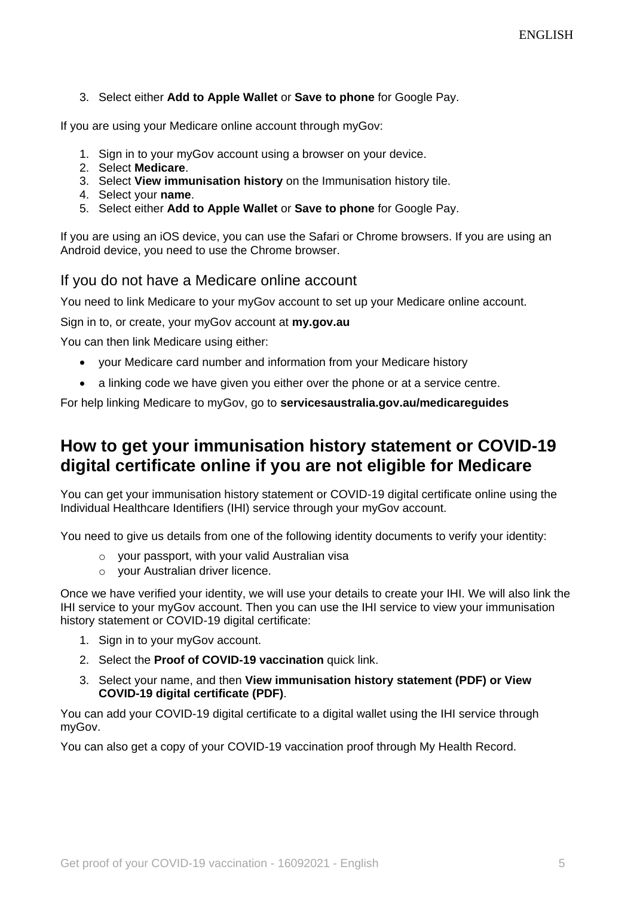3. Select either **Add to Apple Wallet** or **Save to phone** for Google Pay.

If you are using your Medicare online account through myGov:

1. Sign in to your myGov account using a browser on your device.
2. Select **Medicare**.
3. Select **View immunisation history** on the Immunisation history tile.
4. Select your **name**.
5. Select either **Add to Apple Wallet** or **Save to phone** for Google Pay.

If you are using an iOS device, you can use the Safari or Chrome browsers. If you are using an Android device, you need to use the Chrome browser.

### If you do not have a Medicare online account

You need to link Medicare to your myGov account to set up your Medicare online account.

Sign in to, or create, your myGov account at **my.gov.au**

You can then link Medicare using either:

- your Medicare card number and information from your Medicare history
- a linking code we have given you either over the phone or at a service centre.

For help linking Medicare to myGov, go to **servicesaustralia.gov.au/medicareguides**

## How to get your immunisation history statement or COVID-19 digital certificate online if you are not eligible for Medicare

You can get your immunisation history statement or COVID-19 digital certificate online using the Individual Healthcare Identifiers (IHI) service through your myGov account.

You need to give us details from one of the following identity documents to verify your identity:

- your passport, with your valid Australian visa
- your Australian driver licence.

Once we have verified your identity, we will use your details to create your IHI. We will also link the IHI service to your myGov account. Then you can use the IHI service to view your immunisation history statement or COVID-19 digital certificate:

1. Sign in to your myGov account.
2. Select the **Proof of COVID-19 vaccination** quick link.
3. Select your name, and then **View immunisation history statement (PDF) or View COVID-19 digital certificate (PDF)**.

You can add your COVID-19 digital certificate to a digital wallet using the IHI service through myGov.

You can also get a copy of your COVID-19 vaccination proof through My Health Record.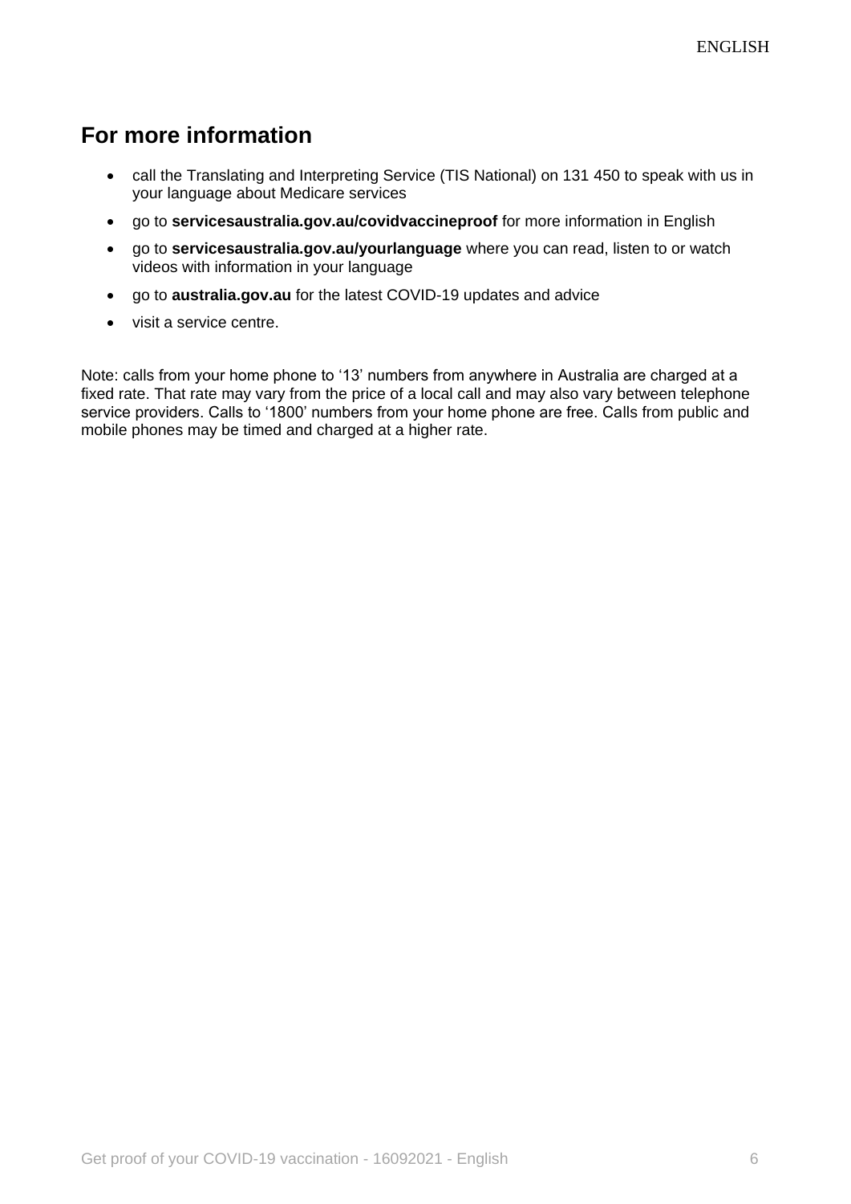## For more information

- call the Translating and Interpreting Service (TIS National) on 131 450 to speak with us in your language about Medicare services
- go to **servicesaustralia.gov.au/covidvaccineproof** for more information in English
- go to **servicesaustralia.gov.au/yourlanguage** where you can read, listen to or watch videos with information in your language
- go to **australia.gov.au** for the latest COVID-19 updates and advice
- visit a service centre.

Note: calls from your home phone to '13' numbers from anywhere in Australia are charged at a fixed rate. That rate may vary from the price of a local call and may also vary between telephone service providers. Calls to '1800' numbers from your home phone are free. Calls from public and mobile phones may be timed and charged at a higher rate.